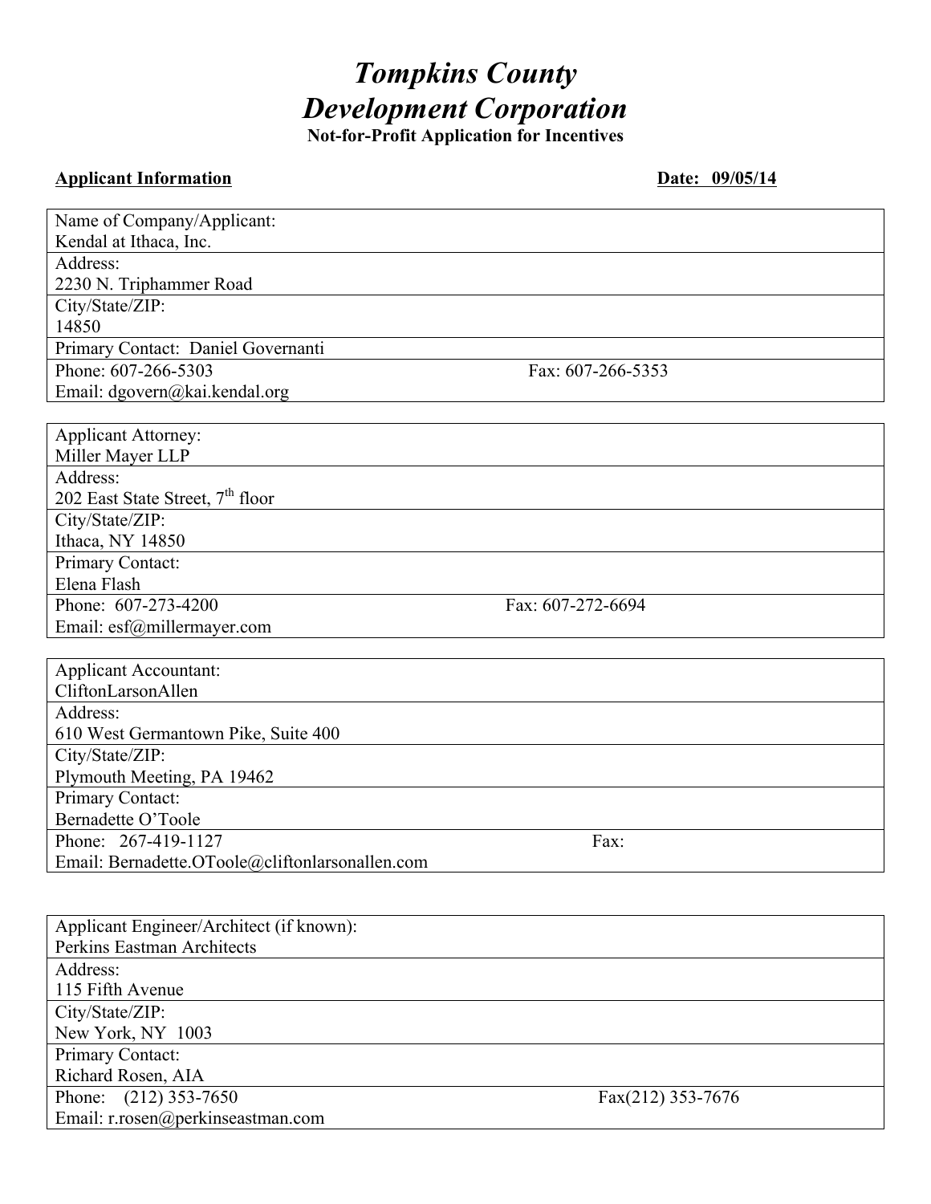# *Tompkins County Development Corporation*

**Not-for-Profit Application for Incentives**

**Applicant Information** **Date: 09/05/14**

| | |
|---|---|
| Name of Company/Applicant:<br>Kendal at Ithaca, Inc. | |
| Address:<br>2230 N. Triphammer Road | |
| City/State/ZIP:<br>14850 | |
| Primary Contact: Daniel Governanti | |
| Phone: 607-266-5303<br>Email: dgovern@kai.kendal.org | Fax: 607-266-5353 |

| | |
|---|---|
| Applicant Attorney:<br>Miller Mayer LLP | |
| Address:<br>202 East State Street, 7th floor | |
| City/State/ZIP:<br>Ithaca, NY 14850 | |
| Primary Contact:<br>Elena Flash | |
| Phone: 607-273-4200<br>Email: esf@millermayer.com | Fax: 607-272-6694 |

| | |
|---|---|
| Applicant Accountant:<br>CliftonLarsonAllen | |
| Address:<br>610 West Germantown Pike, Suite 400 | |
| City/State/ZIP:<br>Plymouth Meeting, PA 19462 | |
| Primary Contact:<br>Bernadette O'Toole | |
| Phone: 267-419-1127<br>Email: Bernadette.OToole@cliftonlarsonallen.com | Fax: |

| | |
|---|---|
| Applicant Engineer/Architect (if known):<br>Perkins Eastman Architects | |
| Address:<br>115 Fifth Avenue | |
| City/State/ZIP:<br>New York, NY 1003 | |
| Primary Contact:<br>Richard Rosen, AIA | |
| Phone: (212) 353-7650<br>Email: r.rosen@perkinseastman.com | Fax(212) 353-7676 |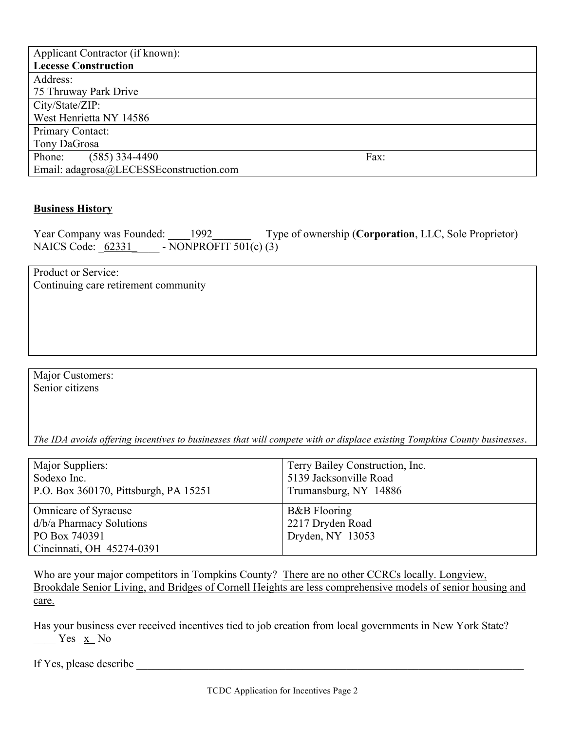| Applicant Contractor (if known): **Lecesse Construction** | |
|---|---|
| Address: 75 Thruway Park Drive | |
| City/State/ZIP: West Henrietta NY 14586 | |
| Primary Contact: Tony DaGrosa | |
| Phone: (585) 334-4490 | Fax: |
| Email: adagrosa@LECESSEconstruction.com | |

## Business History

Year Company was Founded: 1992 Type of ownership (**Corporation**, LLC, Sole Proprietor)
NAICS Code: 62331 - NONPROFIT 501(c) (3)

| Product or Service: |
|---|
| Continuing care retirement community |

| Major Customers: |
|---|
| Senior citizens |
| *The IDA avoids offering incentives to businesses that will compete with or displace existing Tompkins County businesses.* |

| Major Suppliers: Sodexo Inc. P.O. Box 360170, Pittsburgh, PA 15251 | Terry Bailey Construction, Inc. 5139 Jacksonville Road Trumansburg, NY 14886 |
|---|---|
| Omnicare of Syracuse d/b/a Pharmacy Solutions PO Box 740391 Cincinnati, OH 45274-0391 | B&B Flooring 2217 Dryden Road Dryden, NY 13053 |

Who are your major competitors in Tompkins County? There are no other CCRCs locally. Longview, Brookdale Senior Living, and Bridges of Cornell Heights are less comprehensive models of senior housing and care.

Has your business ever received incentives tied to job creation from local governments in New York State?
____ Yes _x_ No

If Yes, please describe ______________________________________________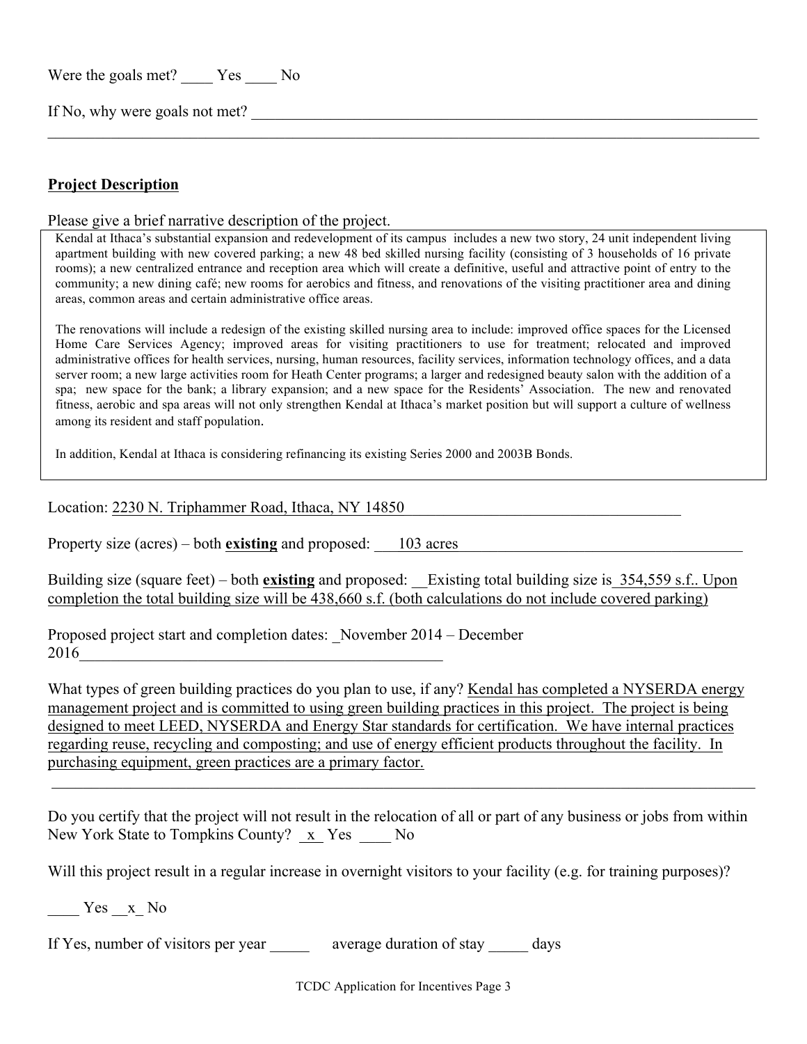Were the goals met? ____ Yes ____ No

If No, why were goals not met? ____________________________________________________________________

## Project Description

Please give a brief narrative description of the project.

Kendal at Ithaca's substantial expansion and redevelopment of its campus includes a new two story, 24 unit independent living apartment building with new covered parking; a new 48 bed skilled nursing facility (consisting of 3 households of 16 private rooms); a new centralized entrance and reception area which will create a definitive, useful and attractive point of entry to the community; a new dining café; new rooms for aerobics and fitness, and renovations of the visiting practitioner area and dining areas, common areas and certain administrative office areas.

The renovations will include a redesign of the existing skilled nursing area to include: improved office spaces for the Licensed Home Care Services Agency; improved areas for visiting practitioners to use for treatment; relocated and improved administrative offices for health services, nursing, human resources, facility services, information technology offices, and a data server room; a new large activities room for Heath Center programs; a larger and redesigned beauty salon with the addition of a spa; new space for the bank; a library expansion; and a new space for the Residents' Association. The new and renovated fitness, aerobic and spa areas will not only strengthen Kendal at Ithaca's market position but will support a culture of wellness among its resident and staff population.

In addition, Kendal at Ithaca is considering refinancing its existing Series 2000 and 2003B Bonds.

Location: 2230 N. Triphammer Road, Ithaca, NY 14850

Property size (acres) – both **existing** and proposed: 103 acres

Building size (square feet) – both **existing** and proposed: Existing total building size is 354,559 s.f.. Upon completion the total building size will be 438,660 s.f. (both calculations do not include covered parking)

Proposed project start and completion dates: November 2014 – December 2016

What types of green building practices do you plan to use, if any? Kendal has completed a NYSERDA energy management project and is committed to using green building practices in this project. The project is being designed to meet LEED, NYSERDA and Energy Star standards for certification. We have internal practices regarding reuse, recycling and composting; and use of energy efficient products throughout the facility. In purchasing equipment, green practices are a primary factor.

Do you certify that the project will not result in the relocation of all or part of any business or jobs from within New York State to Tompkins County? _x_ Yes ____ No

Will this project result in a regular increase in overnight visitors to your facility (e.g. for training purposes)?

____ Yes __x_ No

If Yes, number of visitors per year _____ average duration of stay _____ days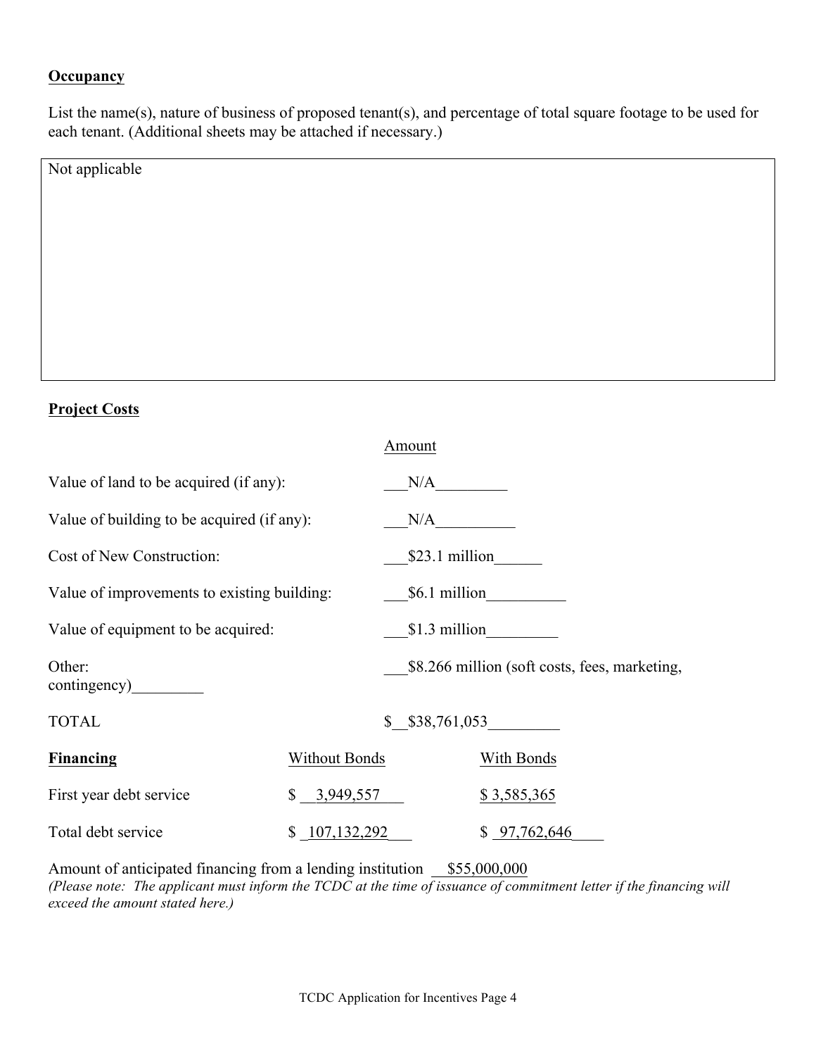**Occupancy**

List the name(s), nature of business of proposed tenant(s), and percentage of total square footage to be used for each tenant. (Additional sheets may be attached if necessary.)

| Not applicable |
|---|

**Project Costs**

| | Amount |
|---|---|
| Value of land to be acquired (if any): | N/A |
| Value of building to be acquired (if any): | N/A |
| Cost of New Construction: | $23.1 million |
| Value of improvements to existing building: | $6.1 million |
| Value of equipment to be acquired: | $1.3 million |
| Other: contingency) | $8.266 million (soft costs, fees, marketing, |
| TOTAL | $ $38,761,053 |

| **Financing** | Without Bonds | With Bonds |
|---|---|---|
| First year debt service | $ 3,949,557 | $ 3,585,365 |
| Total debt service | $ 107,132,292 | $ 97,762,646 |

Amount of anticipated financing from a lending institution $55,000,000

*(Please note: The applicant must inform the TCDC at the time of issuance of commitment letter if the financing will exceed the amount stated here.)*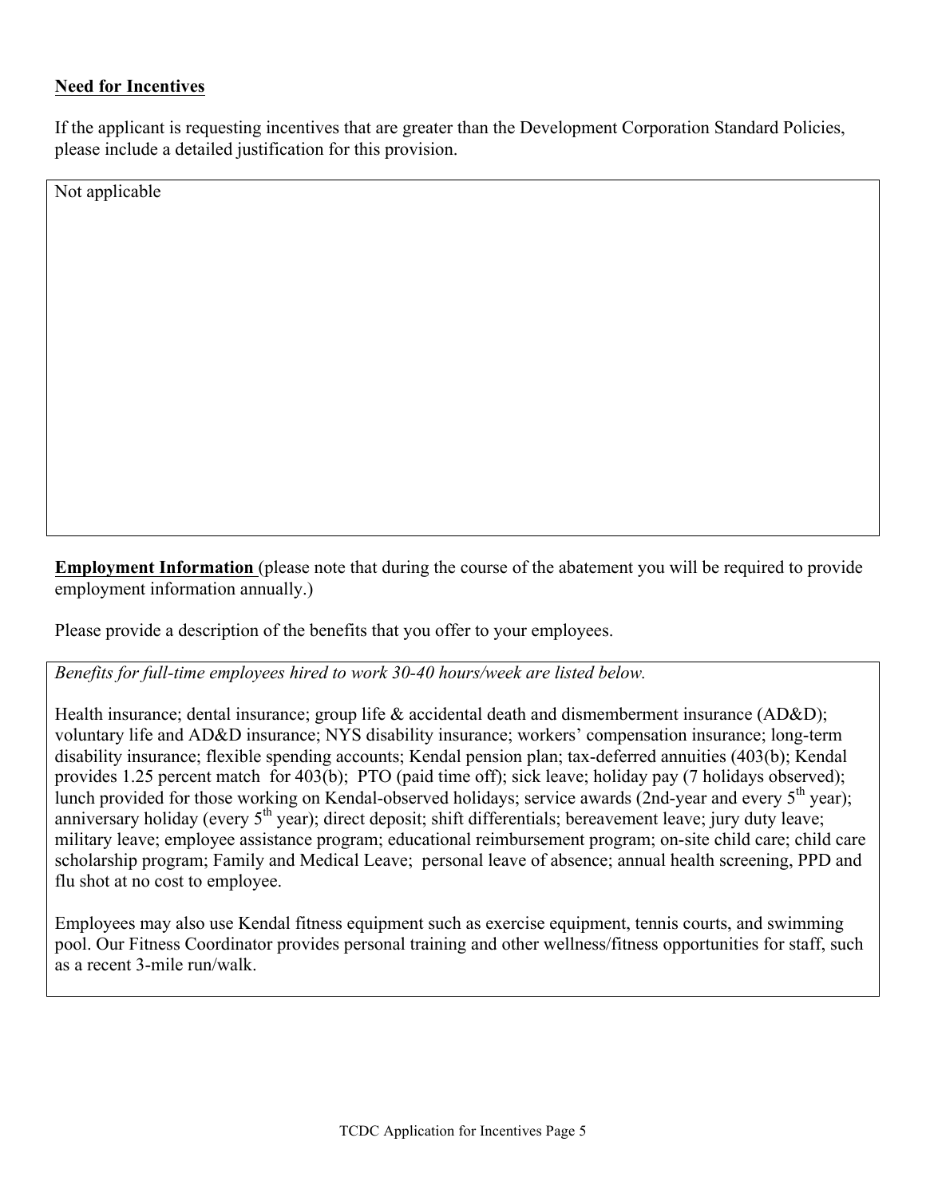**Need for Incentives**

If the applicant is requesting incentives that are greater than the Development Corporation Standard Policies, please include a detailed justification for this provision.

Not applicable

**Employment Information** (please note that during the course of the abatement you will be required to provide employment information annually.)

Please provide a description of the benefits that you offer to your employees.

*Benefits for full-time employees hired to work 30-40 hours/week are listed below.*

Health insurance; dental insurance; group life & accidental death and dismemberment insurance (AD&D); voluntary life and AD&D insurance; NYS disability insurance; workers' compensation insurance; long-term disability insurance; flexible spending accounts; Kendal pension plan; tax-deferred annuities (403(b); Kendal provides 1.25 percent match for 403(b); PTO (paid time off); sick leave; holiday pay (7 holidays observed); lunch provided for those working on Kendal-observed holidays; service awards (2nd-year and every 5th year); anniversary holiday (every 5th year); direct deposit; shift differentials; bereavement leave; jury duty leave; military leave; employee assistance program; educational reimbursement program; on-site child care; child care scholarship program; Family and Medical Leave; personal leave of absence; annual health screening, PPD and flu shot at no cost to employee.

Employees may also use Kendal fitness equipment such as exercise equipment, tennis courts, and swimming pool. Our Fitness Coordinator provides personal training and other wellness/fitness opportunities for staff, such as a recent 3-mile run/walk.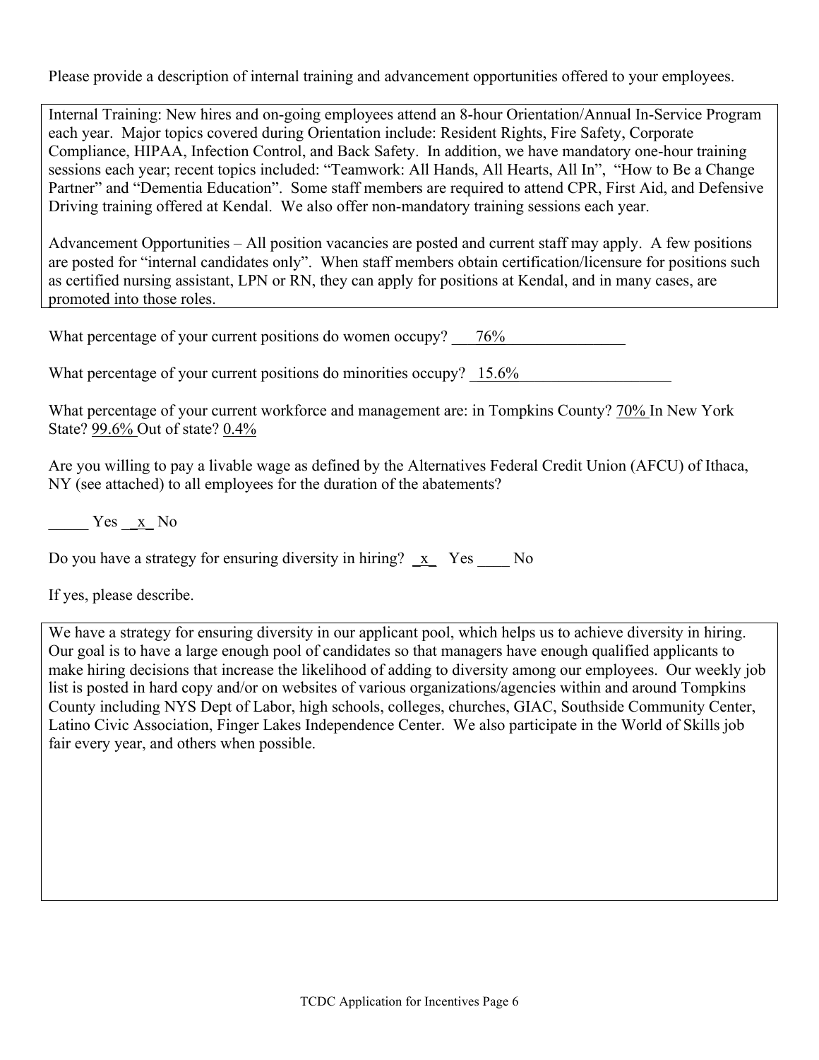Please provide a description of internal training and advancement opportunities offered to your employees.

Internal Training: New hires and on-going employees attend an 8-hour Orientation/Annual In-Service Program each year. Major topics covered during Orientation include: Resident Rights, Fire Safety, Corporate Compliance, HIPAA, Infection Control, and Back Safety. In addition, we have mandatory one-hour training sessions each year; recent topics included: "Teamwork: All Hands, All Hearts, All In", "How to Be a Change Partner" and "Dementia Education". Some staff members are required to attend CPR, First Aid, and Defensive Driving training offered at Kendal. We also offer non-mandatory training sessions each year.

Advancement Opportunities – All position vacancies are posted and current staff may apply. A few positions are posted for "internal candidates only". When staff members obtain certification/licensure for positions such as certified nursing assistant, LPN or RN, they can apply for positions at Kendal, and in many cases, are promoted into those roles.

What percentage of your current positions do women occupy? 76%

What percentage of your current positions do minorities occupy? 15.6%

What percentage of your current workforce and management are: in Tompkins County? 70% In New York State? 99.6% Out of state? 0.4%

Are you willing to pay a livable wage as defined by the Alternatives Federal Credit Union (AFCU) of Ithaca, NY (see attached) to all employees for the duration of the abatements?

_____ Yes _x_ No

Do you have a strategy for ensuring diversity in hiring? _x_ Yes ____ No

If yes, please describe.

We have a strategy for ensuring diversity in our applicant pool, which helps us to achieve diversity in hiring. Our goal is to have a large enough pool of candidates so that managers have enough qualified applicants to make hiring decisions that increase the likelihood of adding to diversity among our employees. Our weekly job list is posted in hard copy and/or on websites of various organizations/agencies within and around Tompkins County including NYS Dept of Labor, high schools, colleges, churches, GIAC, Southside Community Center, Latino Civic Association, Finger Lakes Independence Center. We also participate in the World of Skills job fair every year, and others when possible.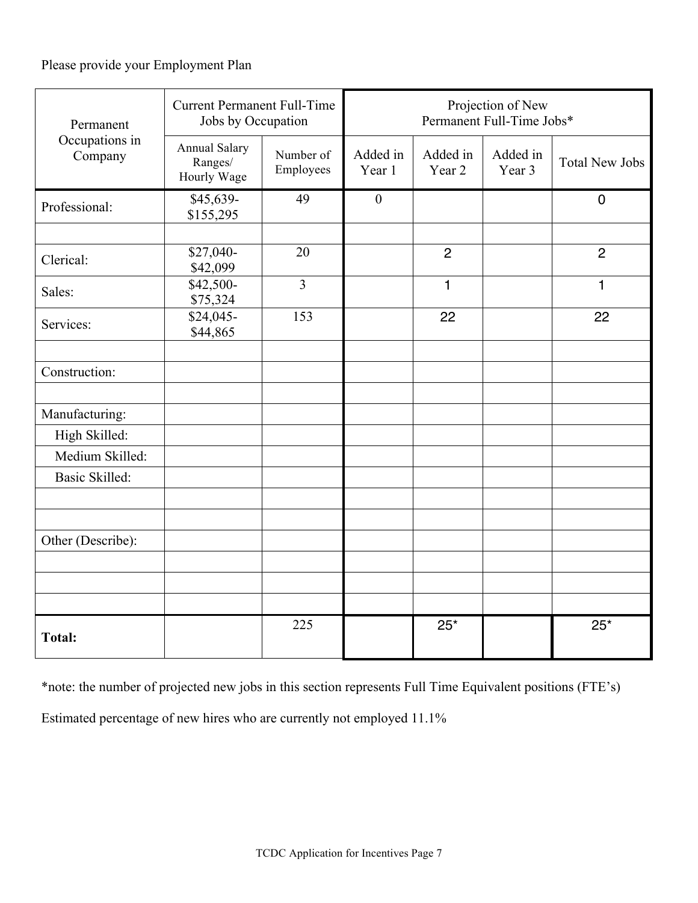Please provide your Employment Plan

| Permanent Occupations in Company | Current Permanent Full-Time Jobs by Occupation | | Projection of New Permanent Full-Time Jobs* | | | |
|---|---|---|---|---|---|---|
| | Annual Salary Ranges/ Hourly Wage | Number of Employees | Added in Year 1 | Added in Year 2 | Added in Year 3 | Total New Jobs |
| Professional: | $45,639-$155,295 | 49 | 0 | | | 0 |
| | | | | | | |
| Clerical: | $27,040-$42,099 | 20 | | 2 | | 2 |
| Sales: | $42,500-$75,324 | 3 | | 1 | | 1 |
| Services: | $24,045-$44,865 | 153 | | 22 | | 22 |
| | | | | | | |
| Construction: | | | | | | |
| | | | | | | |
| Manufacturing: | | | | | | |
| High Skilled: | | | | | | |
| Medium Skilled: | | | | | | |
| Basic Skilled: | | | | | | |
| | | | | | | |
| | | | | | | |
| Other (Describe): | | | | | | |
| | | | | | | |
| | | | | | | |
| | | | | | | |
| **Total:** | | 225 | | 25* | | 25* |

*note: the number of projected new jobs in this section represents Full Time Equivalent positions (FTE's)

Estimated percentage of new hires who are currently not employed 11.1%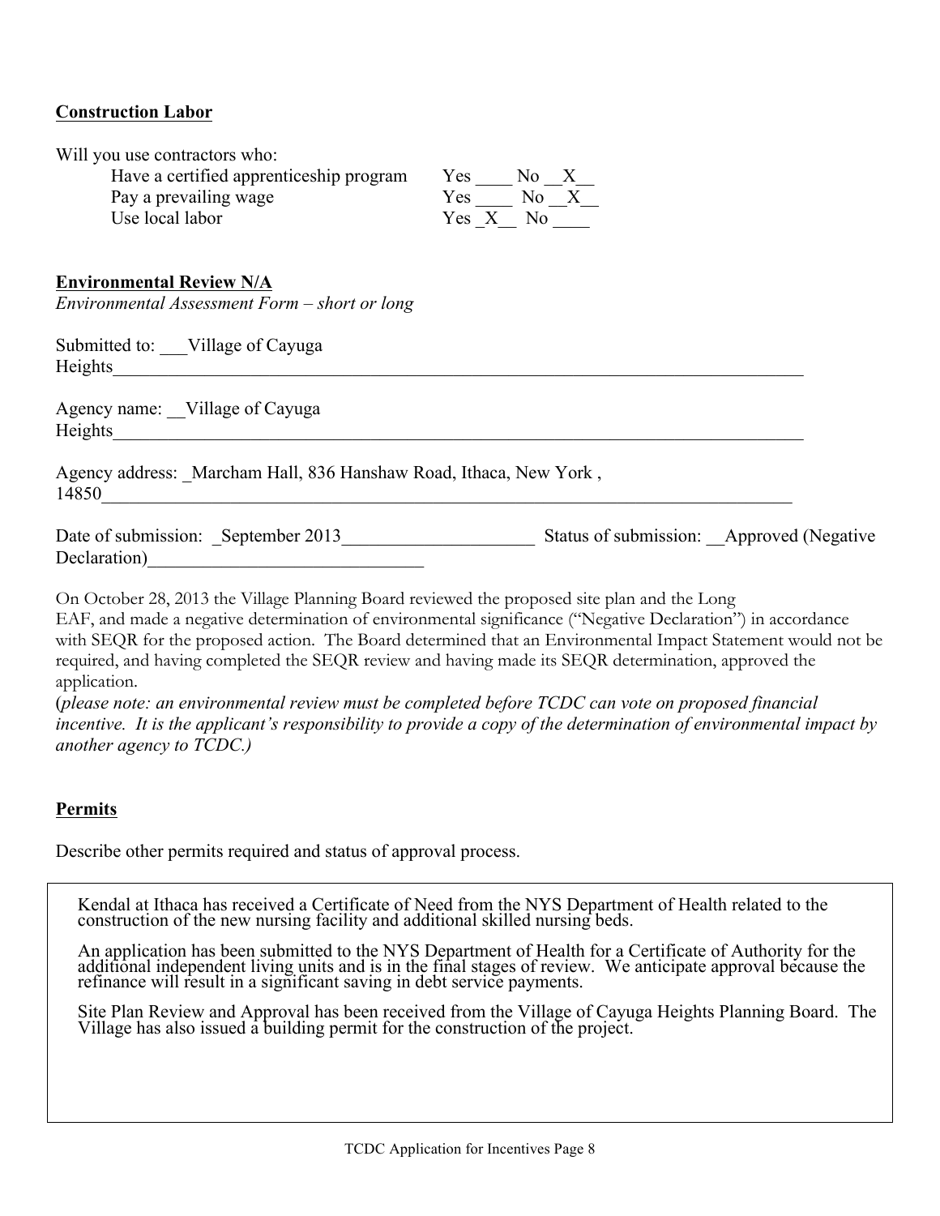**Construction Labor**

Will you use contractors who:

| | |
|---|---|
| Have a certified apprenticeship program | Yes ____ No __X__ |
| Pay a prevailing wage | Yes ____ No __X__ |
| Use local labor | Yes _X__ No ____ |

**Environmental Review N/A**

*Environmental Assessment Form – short or long*

Submitted to: ___Village of Cayuga Heights___________________________________________

Agency name: __Village of Cayuga Heights___________________________________________

Agency address: _Marcham Hall, 836 Hanshaw Road, Ithaca, New York , 14850_____________________________________________

Date of submission: _September 2013_____________________ Status of submission: __Approved (Negative Declaration)______________________________

On October 28, 2013 the Village Planning Board reviewed the proposed site plan and the Long EAF, and made a negative determination of environmental significance ("Negative Declaration") in accordance with SEQR for the proposed action. The Board determined that an Environmental Impact Statement would not be required, and having completed the SEQR review and having made its SEQR determination, approved the application.

(*please note: an environmental review must be completed before TCDC can vote on proposed financial incentive. It is the applicant's responsibility to provide a copy of the determination of environmental impact by another agency to TCDC.)*

**Permits**

Describe other permits required and status of approval process.

Kendal at Ithaca has received a Certificate of Need from the NYS Department of Health related to the construction of the new nursing facility and additional skilled nursing beds.

An application has been submitted to the NYS Department of Health for a Certificate of Authority for the additional independent living units and is in the final stages of review. We anticipate approval because the refinance will result in a significant saving in debt service payments.

Site Plan Review and Approval has been received from the Village of Cayuga Heights Planning Board. The Village has also issued a building permit for the construction of the project.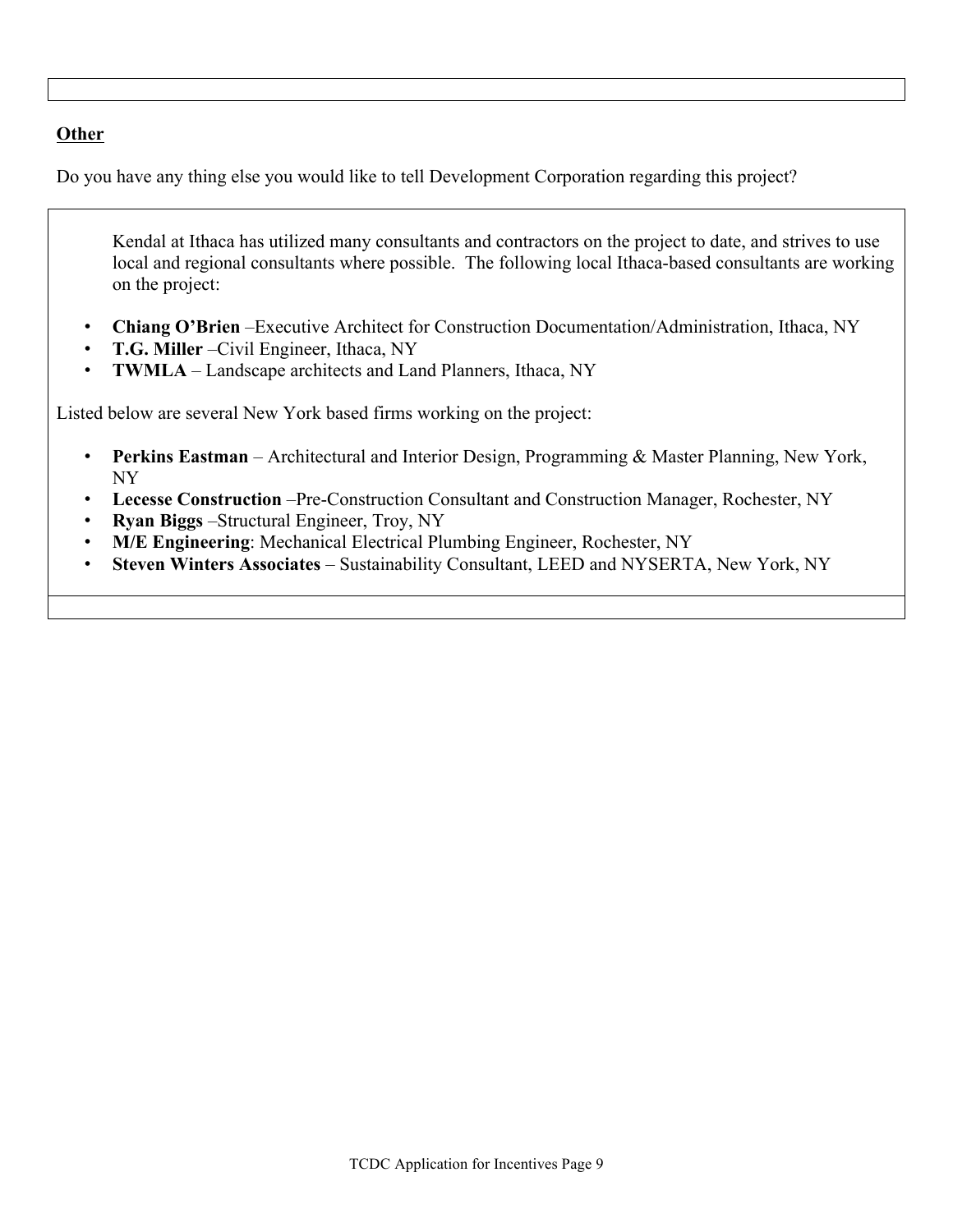**Other**

Do you have any thing else you would like to tell Development Corporation regarding this project?

Kendal at Ithaca has utilized many consultants and contractors on the project to date, and strives to use local and regional consultants where possible. The following local Ithaca-based consultants are working on the project:

- **Chiang O'Brien** –Executive Architect for Construction Documentation/Administration, Ithaca, NY
- **T.G. Miller** –Civil Engineer, Ithaca, NY
- **TWMLA** – Landscape architects and Land Planners, Ithaca, NY

Listed below are several New York based firms working on the project:

- **Perkins Eastman** – Architectural and Interior Design, Programming & Master Planning, New York, NY
- **Lecesse Construction** –Pre-Construction Consultant and Construction Manager, Rochester, NY
- **Ryan Biggs** –Structural Engineer, Troy, NY
- **M/E Engineering**: Mechanical Electrical Plumbing Engineer, Rochester, NY
- **Steven Winters Associates** – Sustainability Consultant, LEED and NYSERTA, New York, NY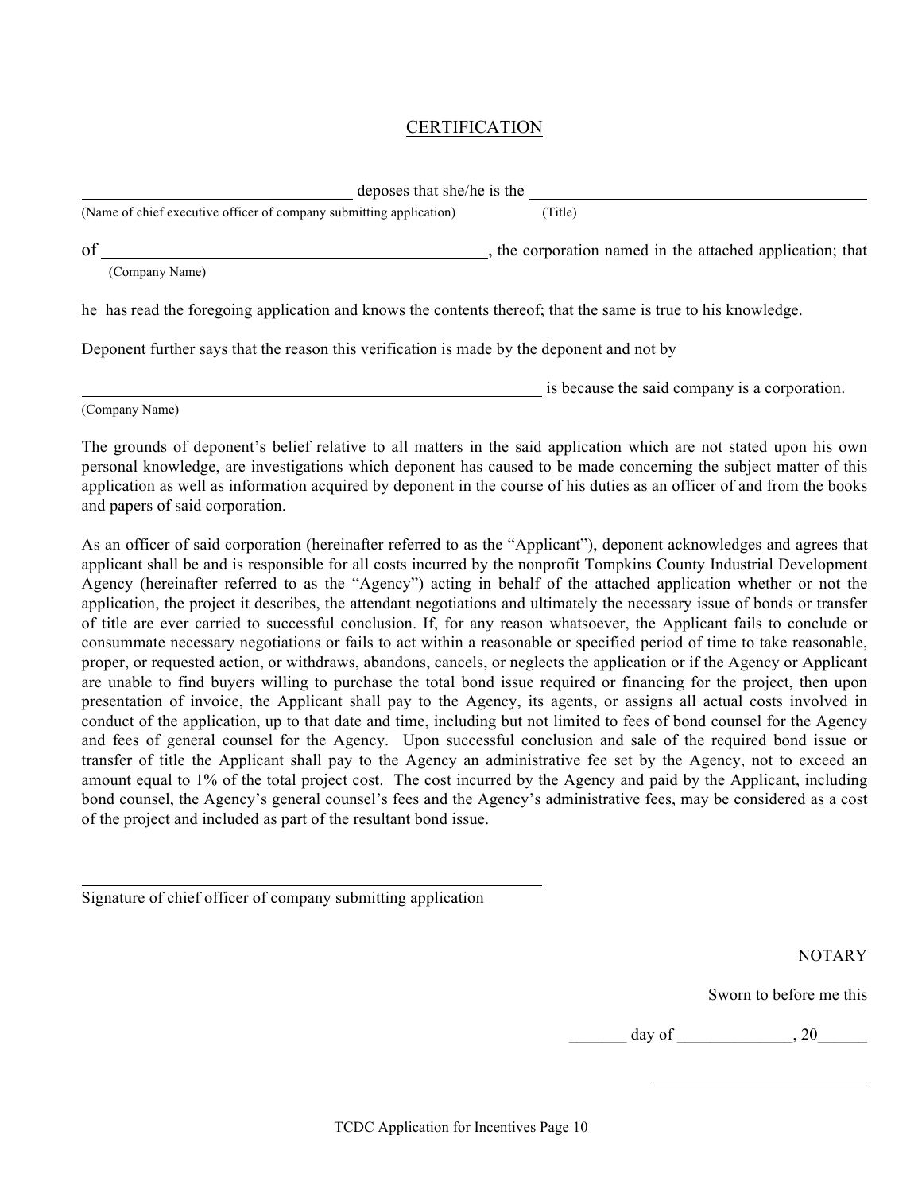# CERTIFICATION

\_\_\_\_\_\_\_\_\_\_\_\_\_\_\_\_\_\_\_\_\_\_\_\_\_\_\_\_\_\_\_\_ deposes that she/he is the \_\_\_\_\_\_\_\_\_\_\_\_\_\_\_\_\_\_\_\_\_\_\_\_\_\_\_\_\_\_\_\_\_\_\_\_\_\_\_\_
(Name of chief executive officer of company submitting application) (Title)

of \_\_\_\_\_\_\_\_\_\_\_\_\_\_\_\_\_\_\_\_\_\_\_\_\_\_\_\_\_\_\_\_\_\_\_\_\_\_\_\_\_\_\_\_\_\_, the corporation named in the attached application; that
(Company Name)

he has read the foregoing application and knows the contents thereof; that the same is true to his knowledge.

Deponent further says that the reason this verification is made by the deponent and not by

\_\_\_\_\_\_\_\_\_\_\_\_\_\_\_\_\_\_\_\_\_\_\_\_\_\_\_\_\_\_\_\_\_\_\_\_\_\_\_\_\_\_\_\_\_\_\_\_\_\_\_\_\_\_\_\_\_\_\_ is because the said company is a corporation.
(Company Name)

The grounds of deponent's belief relative to all matters in the said application which are not stated upon his own personal knowledge, are investigations which deponent has caused to be made concerning the subject matter of this application as well as information acquired by deponent in the course of his duties as an officer of and from the books and papers of said corporation.

As an officer of said corporation (hereinafter referred to as the "Applicant"), deponent acknowledges and agrees that applicant shall be and is responsible for all costs incurred by the nonprofit Tompkins County Industrial Development Agency (hereinafter referred to as the "Agency") acting in behalf of the attached application whether or not the application, the project it describes, the attendant negotiations and ultimately the necessary issue of bonds or transfer of title are ever carried to successful conclusion. If, for any reason whatsoever, the Applicant fails to conclude or consummate necessary negotiations or fails to act within a reasonable or specified period of time to take reasonable, proper, or requested action, or withdraws, abandons, cancels, or neglects the application or if the Agency or Applicant are unable to find buyers willing to purchase the total bond issue required or financing for the project, then upon presentation of invoice, the Applicant shall pay to the Agency, its agents, or assigns all actual costs involved in conduct of the application, up to that date and time, including but not limited to fees of bond counsel for the Agency and fees of general counsel for the Agency. Upon successful conclusion and sale of the required bond issue or transfer of title the Applicant shall pay to the Agency an administrative fee set by the Agency, not to exceed an amount equal to 1% of the total project cost. The cost incurred by the Agency and paid by the Applicant, including bond counsel, the Agency's general counsel's fees and the Agency's administrative fees, may be considered as a cost of the project and included as part of the resultant bond issue.

\_\_\_\_\_\_\_\_\_\_\_\_\_\_\_\_\_\_\_\_\_\_\_\_\_\_\_\_\_\_\_\_\_\_\_\_\_\_\_\_\_\_\_\_\_\_\_\_
Signature of chief officer of company submitting application

NOTARY

Sworn to before me this

\_\_\_\_\_\_\_ day of \_\_\_\_\_\_\_\_\_\_\_\_\_\_, 20\_\_\_\_\_\_

\_\_\_\_\_\_\_\_\_\_\_\_\_\_\_\_\_\_\_\_\_\_\_\_\_\_\_

TCDC Application for Incentives Page 10